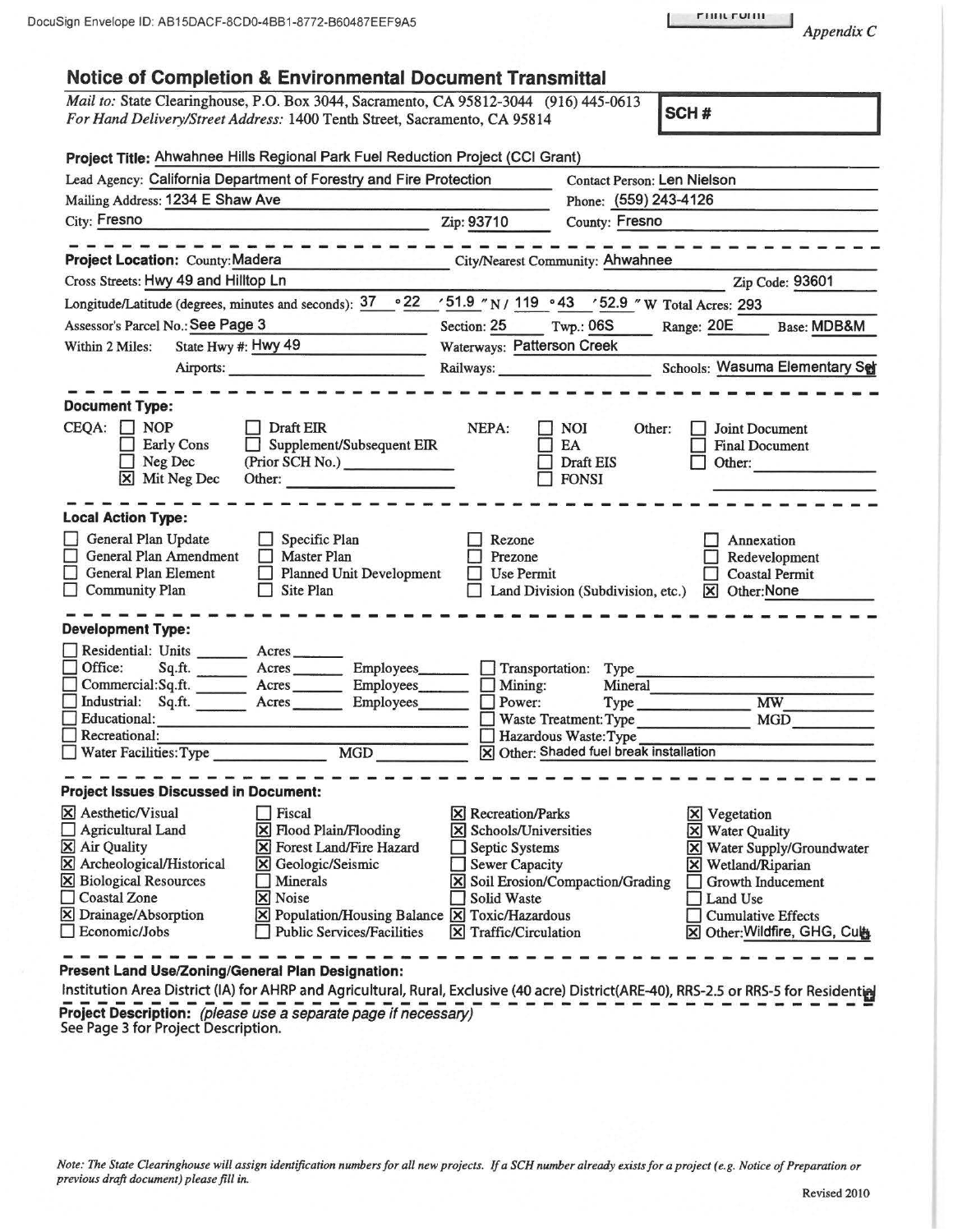DocuSign Envelope ID: AB15DACF-8CD0-4BB1-8772-B60487EEF9A5

Print Form

*Appendix C*

## Notice of Completion & Environmental Document Transmittal

*Mail to:* State Clearinghouse, P.O. Box 3044, Sacramento, CA 95812-3044 (916) 445-0613
*For Hand Delivery/Street Address:* 1400 Tenth Street, Sacramento, CA 95814

**SCH #**

**Project Title:** Ahwahnee Hills Regional Park Fuel Reduction Project (CCI Grant)

Lead Agency: California Department of Forestry and Fire Protection
Contact Person: Len Nielson
Mailing Address: 1234 E Shaw Ave
Phone: (559) 243-4126
City: Fresno
Zip: 93710
County: Fresno

**Project Location:** County: Madera
City/Nearest Community: Ahwahnee
Cross Streets: Hwy 49 and Hilltop Ln
Zip Code: 93601
Longitude/Latitude (degrees, minutes and seconds): 37 °22 ′51.9 ″N / 119 °43 ′52.9 ″W Total Acres: 293
Assessor's Parcel No.: See Page 3
Section: 25 Twp.: 06S Range: 20E Base: MDB&M
Within 2 Miles: State Hwy #: Hwy 49
Waterways: Patterson Creek
Airports:
Railways:
Schools: Wasuma Elementary Sc

**Document Type:**

CEQA:
- ☐ NOP
- ☐ Early Cons
- ☐ Neg Dec
- ☒ Mit Neg Dec
- ☐ Draft EIR
- ☐ Supplement/Subsequent EIR (Prior SCH No.)
- Other:

NEPA:
- ☐ NOI
- ☐ EA
- ☐ Draft EIS
- ☐ FONSI

Other:
- ☐ Joint Document
- ☐ Final Document
- ☐ Other:

**Local Action Type:**

- ☐ General Plan Update
- ☐ General Plan Amendment
- ☐ General Plan Element
- ☐ Community Plan
- ☐ Specific Plan
- ☐ Master Plan
- ☐ Planned Unit Development
- ☐ Site Plan
- ☐ Rezone
- ☐ Prezone
- ☐ Use Permit
- ☐ Land Division (Subdivision, etc.)
- ☐ Annexation
- ☐ Redevelopment
- ☐ Coastal Permit
- ☒ Other: None

**Development Type:**

- ☐ Residential: Units ______ Acres ______
- ☐ Office: Sq.ft. ______ Acres ______ Employees ______
- ☐ Commercial: Sq.ft. ______ Acres ______ Employees ______
- ☐ Industrial: Sq.ft. ______ Acres ______ Employees ______
- ☐ Educational:
- ☐ Recreational:
- ☐ Water Facilities: Type ______ MGD ______
- ☐ Transportation: Type
- ☐ Mining: Mineral
- ☐ Power: Type ______ MW
- ☐ Waste Treatment: Type ______ MGD
- ☐ Hazardous Waste: Type
- ☒ Other: Shaded fuel break installation

**Project Issues Discussed in Document:**

- ☒ Aesthetic/Visual
- ☐ Agricultural Land
- ☒ Air Quality
- ☒ Archeological/Historical
- ☒ Biological Resources
- ☐ Coastal Zone
- ☒ Drainage/Absorption
- ☐ Economic/Jobs
- ☐ Fiscal
- ☒ Flood Plain/Flooding
- ☒ Forest Land/Fire Hazard
- ☒ Geologic/Seismic
- ☐ Minerals
- ☒ Noise
- ☒ Population/Housing Balance
- ☐ Public Services/Facilities
- ☒ Recreation/Parks
- ☒ Schools/Universities
- ☐ Septic Systems
- ☐ Sewer Capacity
- ☒ Soil Erosion/Compaction/Grading
- ☐ Solid Waste
- ☒ Toxic/Hazardous
- ☒ Traffic/Circulation
- ☒ Vegetation
- ☒ Water Quality
- ☒ Water Supply/Groundwater
- ☒ Wetland/Riparian
- ☐ Growth Inducement
- ☐ Land Use
- ☐ Cumulative Effects
- ☒ Other: Wildfire, GHG, Cul

**Present Land Use/Zoning/General Plan Designation:**

Institution Area District (IA) for AHRP and Agricultural, Rural, Exclusive (40 acre) District(ARE-40), RRS-2.5 or RRS-5 for Residentia

**Project Description:** *(please use a separate page if necessary)*
See Page 3 for Project Description.

*Note: The State Clearinghouse will assign identification numbers for all new projects. If a SCH number already exists for a project (e.g. Notice of Preparation or previous draft document) please fill in.*

Revised 2010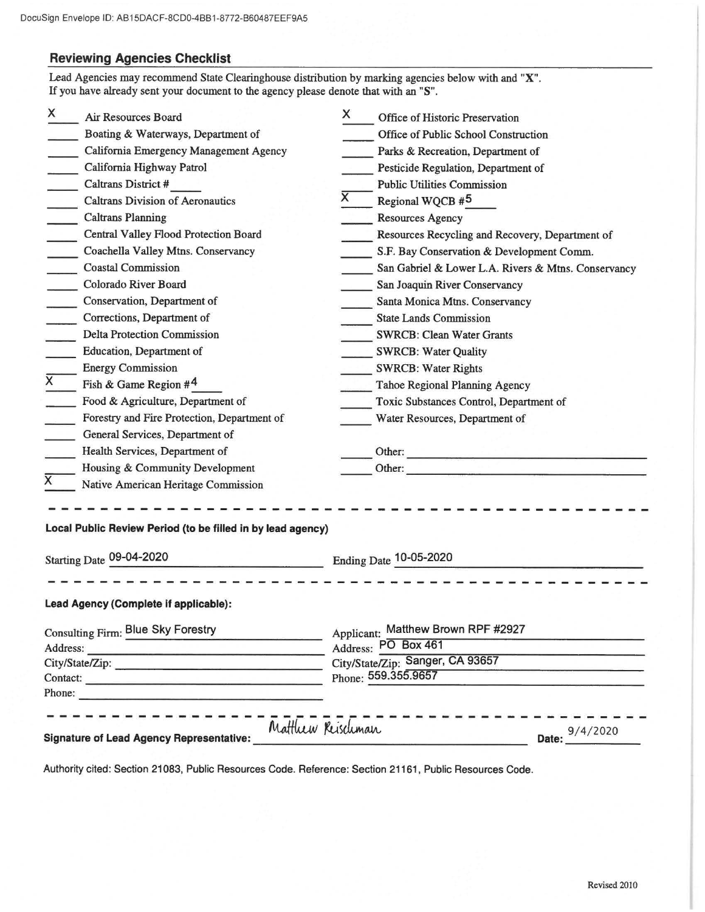DocuSign Envelope ID: AB15DACF-8CD0-4BB1-8772-B60487EEF9A5

## Reviewing Agencies Checklist

Lead Agencies may recommend State Clearinghouse distribution by marking agencies below with and "X".
If you have already sent your document to the agency please denote that with an "S".

- X Air Resources Board
- ___ Boating & Waterways, Department of
- ___ California Emergency Management Agency
- ___ California Highway Patrol
- ___ Caltrans District # ___
- ___ Caltrans Division of Aeronautics
- ___ Caltrans Planning
- ___ Central Valley Flood Protection Board
- ___ Coachella Valley Mtns. Conservancy
- ___ Coastal Commission
- ___ Colorado River Board
- ___ Conservation, Department of
- ___ Corrections, Department of
- ___ Delta Protection Commission
- ___ Education, Department of
- ___ Energy Commission
- X Fish & Game Region # 4
- ___ Food & Agriculture, Department of
- ___ Forestry and Fire Protection, Department of
- ___ General Services, Department of
- ___ Health Services, Department of
- ___ Housing & Community Development
- X Native American Heritage Commission
- X Office of Historic Preservation
- ___ Office of Public School Construction
- ___ Parks & Recreation, Department of
- ___ Pesticide Regulation, Department of
- ___ Public Utilities Commission
- X Regional WQCB # 5
- ___ Resources Agency
- ___ Resources Recycling and Recovery, Department of
- ___ S.F. Bay Conservation & Development Comm.
- ___ San Gabriel & Lower L.A. Rivers & Mtns. Conservancy
- ___ San Joaquin River Conservancy
- ___ Santa Monica Mtns. Conservancy
- ___ State Lands Commission
- ___ SWRCB: Clean Water Grants
- ___ SWRCB: Water Quality
- ___ SWRCB: Water Rights
- ___ Tahoe Regional Planning Agency
- ___ Toxic Substances Control, Department of
- ___ Water Resources, Department of
- ___ Other: ___
- ___ Other: ___

---

**Local Public Review Period (to be filled in by lead agency)**

Starting Date 09-04-2020 Ending Date 10-05-2020

---

**Lead Agency (Complete if applicable):**

Consulting Firm: Blue Sky Forestry
Address:
City/State/Zip:
Contact:
Phone:

Applicant: Matthew Brown RPF #2927
Address: PO Box 461
City/State/Zip: Sanger, CA 93657
Phone: 559.355.9657

---

**Signature of Lead Agency Representative:** Matthew Reischman **Date:** 9/4/2020

Authority cited: Section 21083, Public Resources Code. Reference: Section 21161, Public Resources Code.

Revised 2010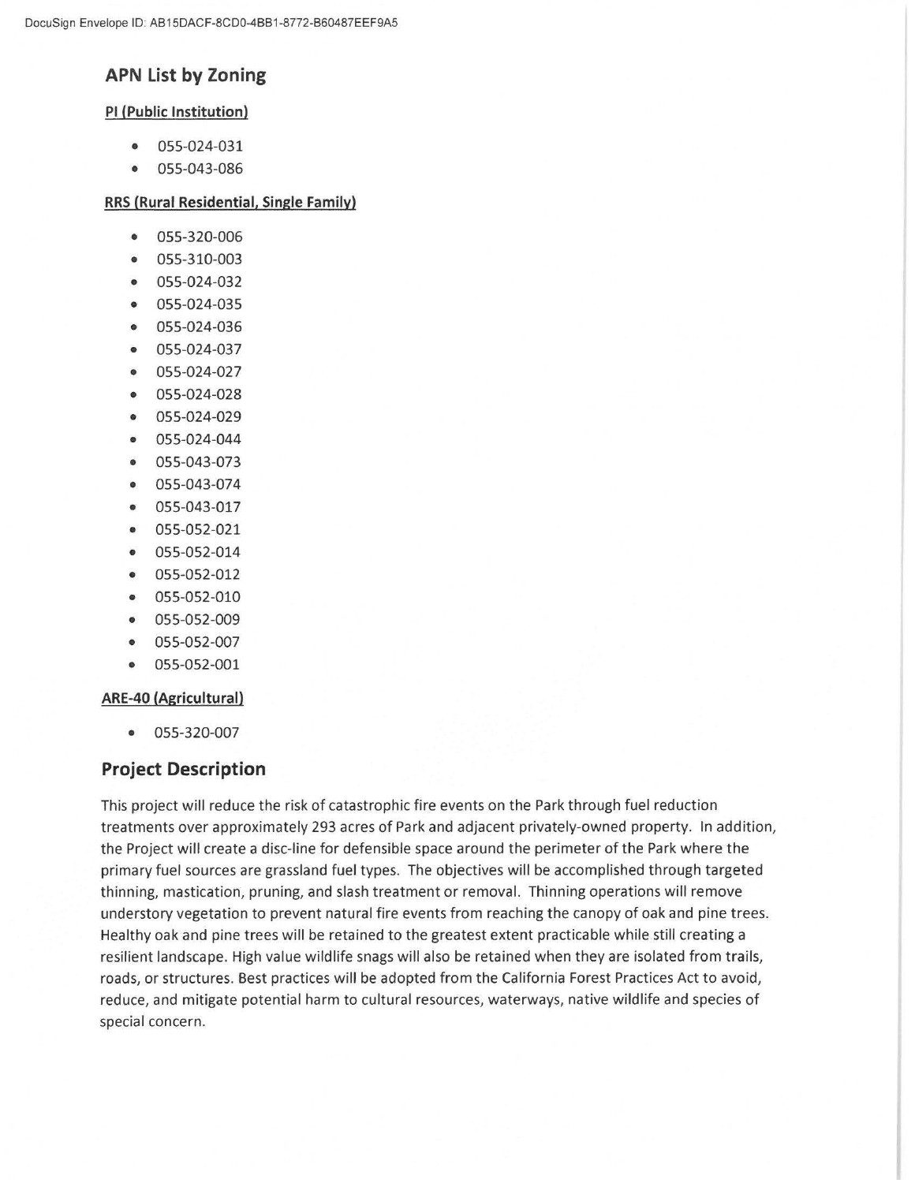## APN List by Zoning

**PI (Public Institution)**

- 055-024-031
- 055-043-086

**RRS (Rural Residential, Single Family)**

- 055-320-006
- 055-310-003
- 055-024-032
- 055-024-035
- 055-024-036
- 055-024-037
- 055-024-027
- 055-024-028
- 055-024-029
- 055-024-044
- 055-043-073
- 055-043-074
- 055-043-017
- 055-052-021
- 055-052-014
- 055-052-012
- 055-052-010
- 055-052-009
- 055-052-007
- 055-052-001

**ARE-40 (Agricultural)**

- 055-320-007

## Project Description

This project will reduce the risk of catastrophic fire events on the Park through fuel reduction treatments over approximately 293 acres of Park and adjacent privately-owned property. In addition, the Project will create a disc-line for defensible space around the perimeter of the Park where the primary fuel sources are grassland fuel types. The objectives will be accomplished through targeted thinning, mastication, pruning, and slash treatment or removal. Thinning operations will remove understory vegetation to prevent natural fire events from reaching the canopy of oak and pine trees. Healthy oak and pine trees will be retained to the greatest extent practicable while still creating a resilient landscape. High value wildlife snags will also be retained when they are isolated from trails, roads, or structures. Best practices will be adopted from the California Forest Practices Act to avoid, reduce, and mitigate potential harm to cultural resources, waterways, native wildlife and species of special concern.